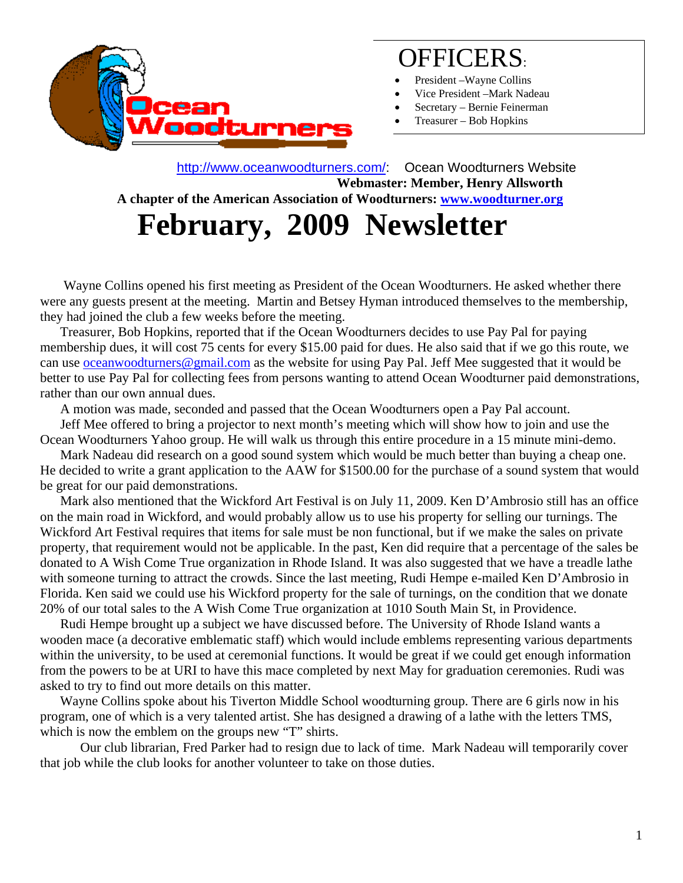# OFFICERS:

- President –Wayne Collins
- Vice President –Mark Nadeau
- Secretary – Bernie Feinerman
- Treasurer – Bob Hopkins

http://www.oceanwoodturners.com/: Ocean Woodturners Website

**Webmaster: Member, Henry Allsworth**

**A chapter of the American Association of Woodturners: www.woodturner.org**

# February, 2009 Newsletter

Wayne Collins opened his first meeting as President of the Ocean Woodturners. He asked whether there were any guests present at the meeting. Martin and Betsey Hyman introduced themselves to the membership, they had joined the club a few weeks before the meeting.

Treasurer, Bob Hopkins, reported that if the Ocean Woodturners decides to use Pay Pal for paying membership dues, it will cost 75 cents for every $15.00 paid for dues. He also said that if we go this route, we can use oceanwoodturners@gmail.com as the website for using Pay Pal. Jeff Mee suggested that it would be better to use Pay Pal for collecting fees from persons wanting to attend Ocean Woodturner paid demonstrations, rather than our own annual dues.

A motion was made, seconded and passed that the Ocean Woodturners open a Pay Pal account.

Jeff Mee offered to bring a projector to next month's meeting which will show how to join and use the Ocean Woodturners Yahoo group. He will walk us through this entire procedure in a 15 minute mini-demo.

Mark Nadeau did research on a good sound system which would be much better than buying a cheap one. He decided to write a grant application to the AAW for $1500.00 for the purchase of a sound system that would be great for our paid demonstrations.

Mark also mentioned that the Wickford Art Festival is on July 11, 2009. Ken D'Ambrosio still has an office on the main road in Wickford, and would probably allow us to use his property for selling our turnings. The Wickford Art Festival requires that items for sale must be non functional, but if we make the sales on private property, that requirement would not be applicable. In the past, Ken did require that a percentage of the sales be donated to A Wish Come True organization in Rhode Island. It was also suggested that we have a treadle lathe with someone turning to attract the crowds. Since the last meeting, Rudi Hempe e-mailed Ken D'Ambrosio in Florida. Ken said we could use his Wickford property for the sale of turnings, on the condition that we donate 20% of our total sales to the A Wish Come True organization at 1010 South Main St, in Providence.

Rudi Hempe brought up a subject we have discussed before. The University of Rhode Island wants a wooden mace (a decorative emblematic staff) which would include emblems representing various departments within the university, to be used at ceremonial functions. It would be great if we could get enough information from the powers to be at URI to have this mace completed by next May for graduation ceremonies. Rudi was asked to try to find out more details on this matter.

Wayne Collins spoke about his Tiverton Middle School woodturning group. There are 6 girls now in his program, one of which is a very talented artist. She has designed a drawing of a lathe with the letters TMS, which is now the emblem on the groups new "T" shirts.

Our club librarian, Fred Parker had to resign due to lack of time. Mark Nadeau will temporarily cover that job while the club looks for another volunteer to take on those duties.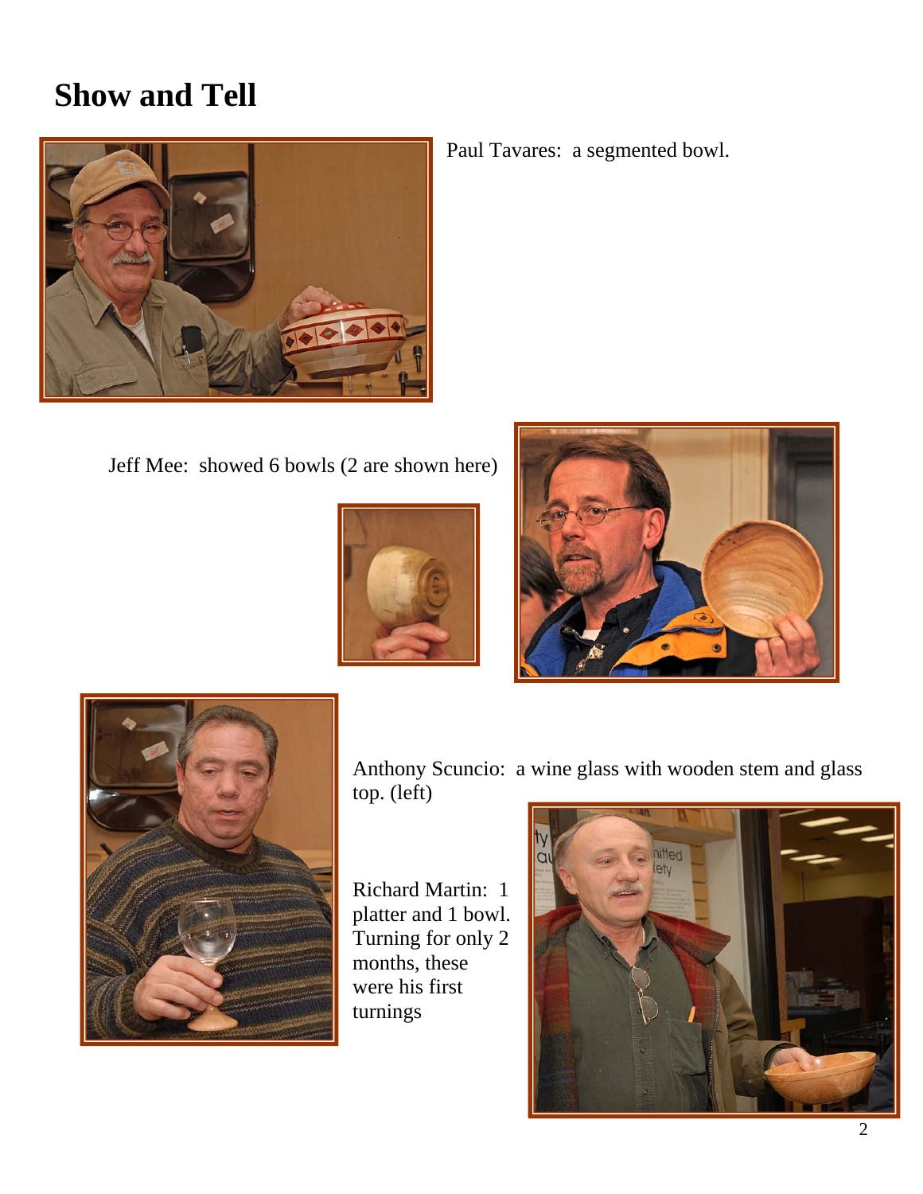# Show and Tell

Paul Tavares: a segmented bowl.

Jeff Mee: showed 6 bowls (2 are shown here)

Anthony Scuncio: a wine glass with wooden stem and glass top. (left)

Richard Martin: 1 platter and 1 bowl. Turning for only 2 months, these were his first turnings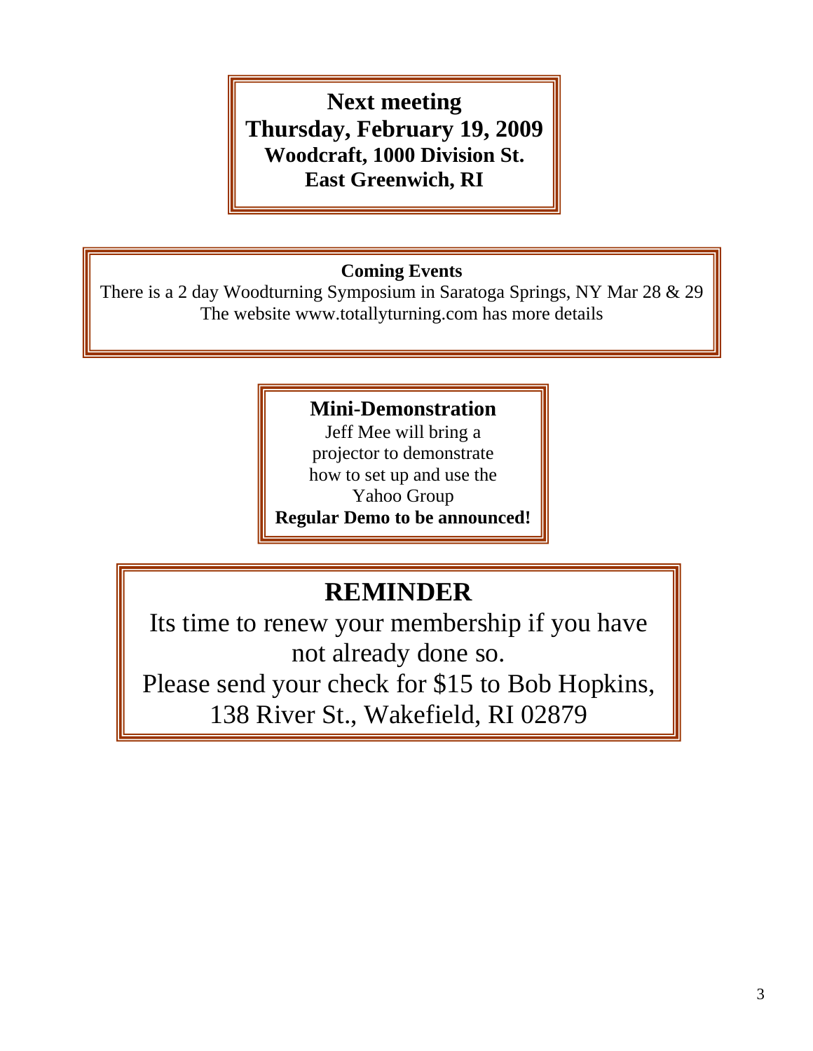**Next meeting**
**Thursday, February 19, 2009**
**Woodcraft, 1000 Division St.**
**East Greenwich, RI**

**Coming Events**

There is a 2 day Woodturning Symposium in Saratoga Springs, NY Mar 28 & 29
The website www.totallyturning.com has more details

**Mini-Demonstration**

Jeff Mee will bring a projector to demonstrate how to set up and use the Yahoo Group

**Regular Demo to be announced!**

## REMINDER

Its time to renew your membership if you have not already done so.
Please send your check for $15 to Bob Hopkins, 138 River St., Wakefield, RI 02879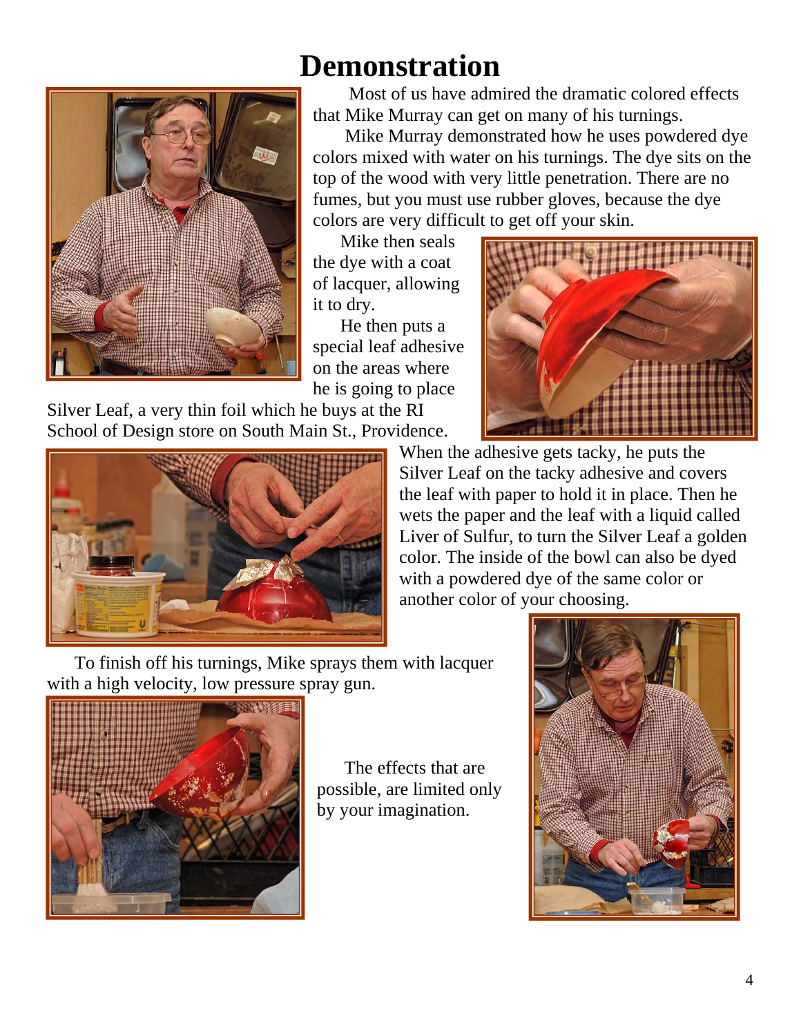# Demonstration

Most of us have admired the dramatic colored effects that Mike Murray can get on many of his turnings.

Mike Murray demonstrated how he uses powdered dye colors mixed with water on his turnings. The dye sits on the top of the wood with very little penetration. There are no fumes, but you must use rubber gloves, because the dye colors are very difficult to get off your skin.

Mike then seals the dye with a coat of lacquer, allowing it to dry.

He then puts a special leaf adhesive on the areas where he is going to place Silver Leaf, a very thin foil which he buys at the RI School of Design store on South Main St., Providence.

When the adhesive gets tacky, he puts the Silver Leaf on the tacky adhesive and covers the leaf with paper to hold it in place. Then he wets the paper and the leaf with a liquid called Liver of Sulfur, to turn the Silver Leaf a golden color. The inside of the bowl can also be dyed with a powdered dye of the same color or another color of your choosing.

To finish off his turnings, Mike sprays them with lacquer with a high velocity, low pressure spray gun.

The effects that are possible, are limited only by your imagination.